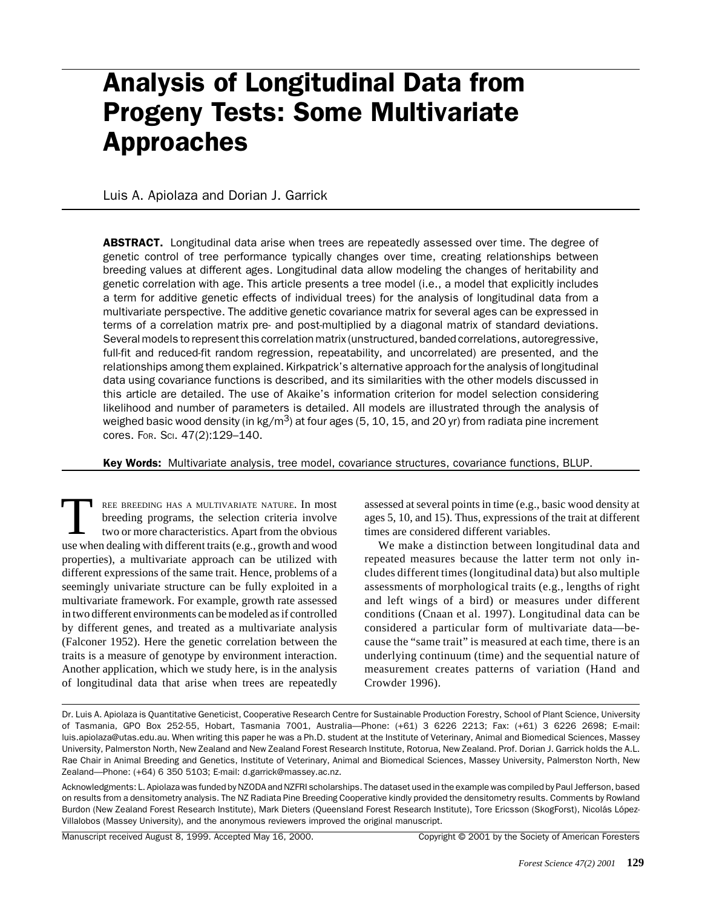# Analysis of Longitudinal Data from Progeny Tests: Some Multivariate Approaches

Luis A. Apiolaza and Dorian J. Garrick

**ABSTRACT.** Longitudinal data arise when trees are repeatedly assessed over time. The degree of genetic control of tree performance typically changes over time, creating relationships between breeding values at different ages. Longitudinal data allow modeling the changes of heritability and genetic correlation with age. This article presents a tree model (i.e., a model that explicitly includes a term for additive genetic effects of individual trees) for the analysis of longitudinal data from a multivariate perspective. The additive genetic covariance matrix for several ages can be expressed in terms of a correlation matrix pre- and post-multiplied by a diagonal matrix of standard deviations. Several models to represent this correlation matrix (unstructured, banded correlations, autoregressive, full-fit and reduced-fit random regression, repeatability, and uncorrelated) are presented, and the relationships among them explained. Kirkpatrick's alternative approach for the analysis of longitudinal data using covariance functions is described, and its similarities with the other models discussed in this article are detailed. The use of Akaike's information criterion for model selection considering likelihood and number of parameters is detailed. All models are illustrated through the analysis of weighed basic wood density (in kg/m$^3$) at four ages (5, 10, 15, and 20 yr) from radiata pine increment cores. For. Sci. 47(2):129–140.

**Key Words:** Multivariate analysis, tree model, covariance structures, covariance functions, BLUP.

Tree breeding has a multivariate nature. In most breeding programs, the selection criteria involve two or more characteristics. Apart from the obvious use when dealing with different traits (e.g., growth and wood properties), a multivariate approach can be utilized with different expressions of the same trait. Hence, problems of a seemingly univariate structure can be fully exploited in a multivariate framework. For example, growth rate assessed in two different environments can be modeled as if controlled by different genes, and treated as a multivariate analysis (Falconer 1952). Here the genetic correlation between the traits is a measure of genotype by environment interaction. Another application, which we study here, is in the analysis of longitudinal data that arise when trees are repeatedly assessed at several points in time (e.g., basic wood density at ages 5, 10, and 15). Thus, expressions of the trait at different times are considered different variables.

We make a distinction between longitudinal data and repeated measures because the latter term not only includes different times (longitudinal data) but also multiple assessments of morphological traits (e.g., lengths of right and left wings of a bird) or measures under different conditions (Cnaan et al. 1997). Longitudinal data can be considered a particular form of multivariate data—because the "same trait" is measured at each time, there is an underlying continuum (time) and the sequential nature of measurement creates patterns of variation (Hand and Crowder 1996).

---

Dr. Luis A. Apiolaza is Quantitative Geneticist, Cooperative Research Centre for Sustainable Production Forestry, School of Plant Science, University of Tasmania, GPO Box 252-55, Hobart, Tasmania 7001, Australia—Phone: (+61) 3 6226 2213; Fax: (+61) 3 6226 2698; E-mail: luis.apiolaza@utas.edu.au. When writing this paper he was a Ph.D. student at the Institute of Veterinary, Animal and Biomedical Sciences, Massey University, Palmerston North, New Zealand and New Zealand Forest Research Institute, Rotorua, New Zealand. Prof. Dorian J. Garrick holds the A.L. Rae Chair in Animal Breeding and Genetics, Institute of Veterinary, Animal and Biomedical Sciences, Massey University, Palmerston North, New Zealand—Phone: (+64) 6 350 5103; E-mail: d.garrick@massey.ac.nz.

Acknowledgments: L. Apiolaza was funded by NZODA and NZFRI scholarships. The dataset used in the example was compiled by Paul Jefferson, based on results from a densitometry analysis. The NZ Radiata Pine Breeding Cooperative kindly provided the densitometry results. Comments by Rowland Burdon (New Zealand Forest Research Institute), Mark Dieters (Queensland Forest Research Institute), Tore Ericsson (SkogForst), Nicolás López-Villalobos (Massey University), and the anonymous reviewers improved the original manuscript.

Manuscript received August 8, 1999. Accepted May 16, 2000. Copyright © 2001 by the Society of American Foresters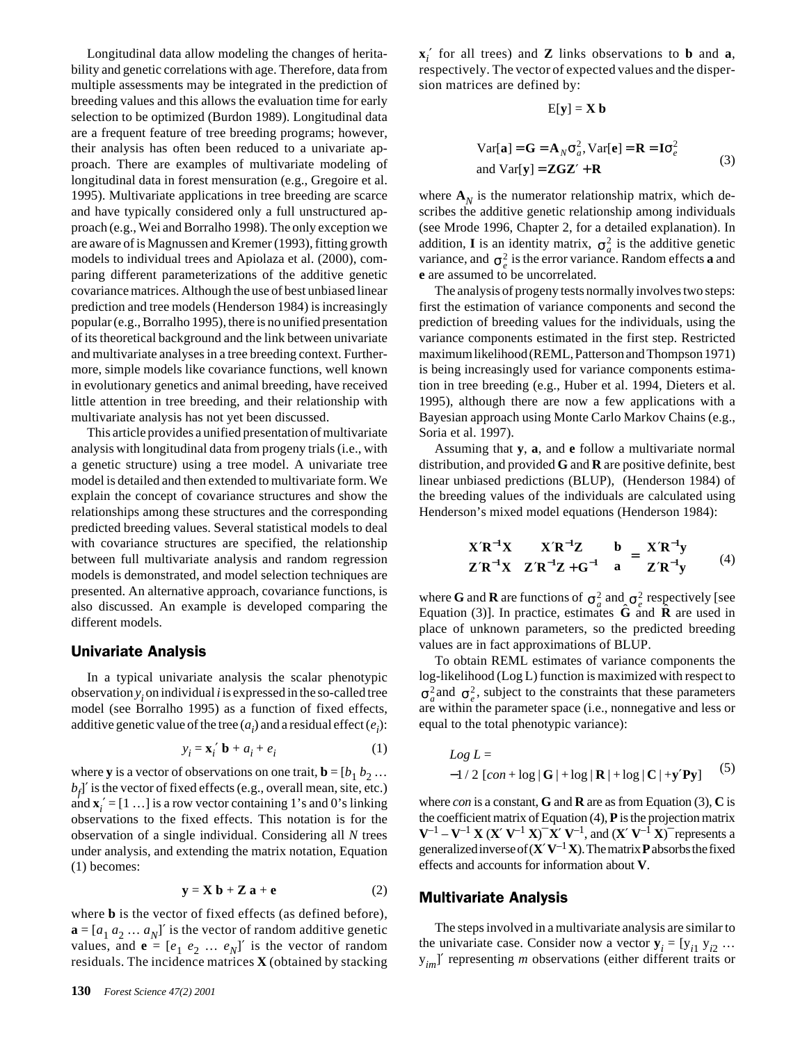Longitudinal data allow modeling the changes of heritability and genetic correlations with age. Therefore, data from multiple assessments may be integrated in the prediction of breeding values and this allows the evaluation time for early selection to be optimized (Burdon 1989). Longitudinal data are a frequent feature of tree breeding programs; however, their analysis has often been reduced to a univariate approach. There are examples of multivariate modeling of longitudinal data in forest mensuration (e.g., Gregoire et al. 1995). Multivariate applications in tree breeding are scarce and have typically considered only a full unstructured approach (e.g., Wei and Borralho 1998). The only exception we are aware of is Magnussen and Kremer (1993), fitting growth models to individual trees and Apiolaza et al. (2000), comparing different parameterizations of the additive genetic covariance matrices. Although the use of best unbiased linear prediction and tree models (Henderson 1984) is increasingly popular (e.g., Borralho 1995), there is no unified presentation of its theoretical background and the link between univariate and multivariate analyses in a tree breeding context. Furthermore, simple models like covariance functions, well known in evolutionary genetics and animal breeding, have received little attention in tree breeding, and their relationship with multivariate analysis has not yet been discussed.

This article provides a unified presentation of multivariate analysis with longitudinal data from progeny trials (i.e., with a genetic structure) using a tree model. A univariate tree model is detailed and then extended to multivariate form. We explain the concept of covariance structures and show the relationships among these structures and the corresponding predicted breeding values. Several statistical models to deal with covariance structures are specified, the relationship between full multivariate analysis and random regression models is demonstrated, and model selection techniques are presented. An alternative approach, covariance functions, is also discussed. An example is developed comparing the different models.

## Univariate Analysis

In a typical univariate analysis the scalar phenotypic observation $y_i$ on individual $i$ is expressed in the so-called tree model (see Borralho 1995) as a function of fixed effects, additive genetic value of the tree ($a_i$) and a residual effect ($e_i$):

$$y_i = \mathbf{x}_i' \, \mathbf{b} + a_i + e_i \tag{1}$$

where $\mathbf{y}$ is a vector of observations on one trait, $\mathbf{b} = [b_1 \, b_2 \ldots b_f]'$ is the vector of fixed effects (e.g., overall mean, site, etc.) and $\mathbf{x}_i' = [1 \ldots]$ is a row vector containing 1's and 0's linking observations to the fixed effects. This notation is for the observation of a single individual. Considering all $N$ trees under analysis, and extending the matrix notation, Equation (1) becomes:

$$\mathbf{y} = \mathbf{X}\,\mathbf{b} + \mathbf{Z}\,\mathbf{a} + \mathbf{e} \tag{2}$$

where $\mathbf{b}$ is the vector of fixed effects (as defined before), $\mathbf{a} = [a_1 \, a_2 \ldots a_N]'$ is the vector of random additive genetic values, and $\mathbf{e} = [e_1 \, e_2 \ldots e_N]'$ is the vector of random residuals. The incidence matrices $\mathbf{X}$ (obtained by stacking $\mathbf{x}_i'$ for all trees) and $\mathbf{Z}$ links observations to $\mathbf{b}$ and $\mathbf{a}$, respectively. The vector of expected values and the dispersion matrices are defined by:

$$\mathrm{E}[\mathbf{y}] = \mathbf{X}\,\mathbf{b}$$

$$\begin{aligned} &\mathrm{Var}[\mathbf{a}] = \mathbf{G} = \mathbf{A}_N \sigma_a^2, \ \mathrm{Var}[\mathbf{e}] = \mathbf{R} = \mathbf{I}\sigma_e^2 \\ &\text{and } \mathrm{Var}[\mathbf{y}] = \mathbf{ZGZ}' + \mathbf{R} \end{aligned} \tag{3}$$

where $\mathbf{A}_N$ is the numerator relationship matrix, which describes the additive genetic relationship among individuals (see Mrode 1996, Chapter 2, for a detailed explanation). In addition, $\mathbf{I}$ is an identity matrix, $\sigma_a^2$ is the additive genetic variance, and $\sigma_e^2$ is the error variance. Random effects $\mathbf{a}$ and $\mathbf{e}$ are assumed to be uncorrelated.

The analysis of progeny tests normally involves two steps: first the estimation of variance components and second the prediction of breeding values for the individuals, using the variance components estimated in the first step. Restricted maximum likelihood (REML, Patterson and Thompson 1971) is being increasingly used for variance components estimation in tree breeding (e.g., Huber et al. 1994, Dieters et al. 1995), although there are now a few applications with a Bayesian approach using Monte Carlo Markov Chains (e.g., Soria et al. 1997).

Assuming that $\mathbf{y}$, $\mathbf{a}$, and $\mathbf{e}$ follow a multivariate normal distribution, and provided $\mathbf{G}$ and $\mathbf{R}$ are positive definite, best linear unbiased predictions (BLUP), (Henderson 1984) of the breeding values of the individuals are calculated using Henderson's mixed model equations (Henderson 1984):

$$\begin{bmatrix} \mathbf{X}'\mathbf{R}^{-1}\mathbf{X} & \mathbf{X}'\mathbf{R}^{-1}\mathbf{Z} \\ \mathbf{Z}'\mathbf{R}^{-1}\mathbf{X} & \mathbf{Z}'\mathbf{R}^{-1}\mathbf{Z} + \mathbf{G}^{-1} \end{bmatrix} \begin{bmatrix} \mathbf{b} \\ \mathbf{a} \end{bmatrix} = \begin{bmatrix} \mathbf{X}'\mathbf{R}^{-1}\mathbf{y} \\ \mathbf{Z}'\mathbf{R}^{-1}\mathbf{y} \end{bmatrix} \tag{4}$$

where $\mathbf{G}$ and $\mathbf{R}$ are functions of $\sigma_a^2$ and $\sigma_e^2$ respectively [see Equation (3)]. In practice, estimates $\hat{\mathbf{G}}$ and $\hat{\mathbf{R}}$ are used in place of unknown parameters, so the predicted breeding values are in fact approximations of BLUP.

To obtain REML estimates of variance components the log-likelihood (Log L) function is maximized with respect to $\sigma_a^2$ and $\sigma_e^2$, subject to the constraints that these parameters are within the parameter space (i.e., nonnegative and less or equal to the total phenotypic variance):

$$\begin{aligned} &Log\ L = \\ &-1/2\ [con + \log|\mathbf{G}| + \log|\mathbf{R}| + \log|\mathbf{C}| + \mathbf{y}'\mathbf{P}\mathbf{y}] \end{aligned} \tag{5}$$

where $con$ is a constant, $\mathbf{G}$ and $\mathbf{R}$ are as from Equation (3), $\mathbf{C}$ is the coefficient matrix of Equation (4), $\mathbf{P}$ is the projection matrix $\mathbf{V}^{-1} - \mathbf{V}^{-1}\,\mathbf{X}\,(\mathbf{X}'\,\mathbf{V}^{-1}\,\mathbf{X})^{-}\,\mathbf{X}'\,\mathbf{V}^{-1}$, and $(\mathbf{X}'\,\mathbf{V}^{-1}\,\mathbf{X})^{-}$ represents a generalized inverse of $(\mathbf{X}'\,\mathbf{V}^{-1}\,\mathbf{X})$. The matrix $\mathbf{P}$ absorbs the fixed effects and accounts for information about $\mathbf{V}$.

## Multivariate Analysis

The steps involved in a multivariate analysis are similar to the univariate case. Consider now a vector $\mathbf{y}_i = [y_{i1} \, y_{i2} \ldots y_{im}]'$ representing $m$ observations (either different traits or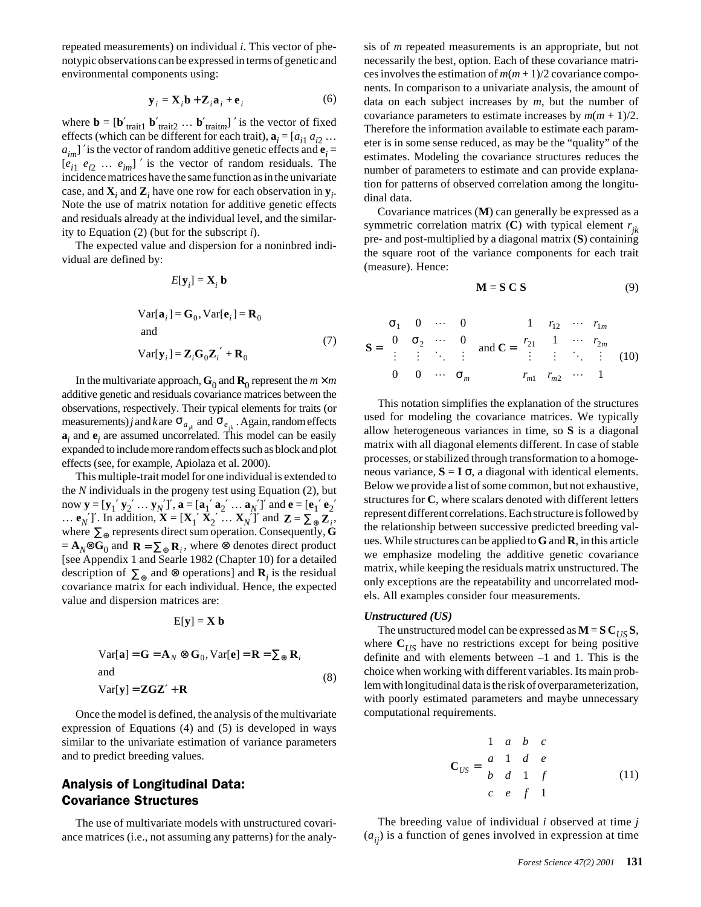repeated measurements) on individual $i$. This vector of phenotypic observations can be expressed in terms of genetic and environmental components using:

$$\mathbf{y}_i = \mathbf{X}_i \mathbf{b} + \mathbf{Z}_i \mathbf{a}_i + \mathbf{e}_i \tag{6}$$

where $\mathbf{b} = [\mathbf{b}'_{\text{trait1}}\ \mathbf{b}'_{\text{trait2}} \ldots \mathbf{b}'_{\text{trait}m}]'$ is the vector of fixed effects (which can be different for each trait), $\mathbf{a}_i = [a_{i1}\ a_{i2} \ldots a_{im}]'$ is the vector of random additive genetic effects and $\mathbf{e}_i = [e_{i1}\ e_{i2} \ldots e_{im}]'$ is the vector of random residuals. The incidence matrices have the same function as in the univariate case, and $\mathbf{X}_i$ and $\mathbf{Z}_i$ have one row for each observation in $\mathbf{y}_i$. Note the use of matrix notation for additive genetic effects and residuals already at the individual level, and the similarity to Equation (2) (but for the subscript $i$).

The expected value and dispersion for a noninbred individual are defined by:

$$E[\mathbf{y}_i] = \mathbf{X}_i \mathbf{b}$$

$$\begin{aligned} &\text{Var}[\mathbf{a}_i] = \mathbf{G}_0, \text{Var}[\mathbf{e}_i] = \mathbf{R}_0 \\ &\text{and} \\ &\text{Var}[\mathbf{y}_i] = \mathbf{Z}_i \mathbf{G}_0 \mathbf{Z}_i' + \mathbf{R}_0 \end{aligned} \tag{7}$$

In the multivariate approach, $\mathbf{G}_0$ and $\mathbf{R}_0$ represent the $m \times m$ additive genetic and residuals covariance matrices between the observations, respectively. Their typical elements for traits (or measurements) $j$ and $k$ are $\sigma_{a_{jk}}$ and $\sigma_{e_{jk}}$. Again, random effects $\mathbf{a}_i$ and $\mathbf{e}_i$ are assumed uncorrelated. This model can be easily expanded to include more random effects such as block and plot effects (see, for example, Apiolaza et al. 2000).

This multiple-trait model for one individual is extended to the $N$ individuals in the progeny test using Equation (2), but now $\mathbf{y} = [\mathbf{y}_1'\ \mathbf{y}_2' \ldots \mathbf{y}_N']'$, $\mathbf{a} = [\mathbf{a}_1'\ \mathbf{a}_2' \ldots \mathbf{a}_N']'$ and $\mathbf{e} = [\mathbf{e}_1'\ \mathbf{e}_2' \ldots \mathbf{e}_N']'$. In addition, $\mathbf{X} = [\mathbf{X}_1'\ \mathbf{X}_2' \ldots \mathbf{X}_N']'$ and $\mathbf{Z} = \sum_{\oplus} \mathbf{Z}_i$, where $\sum_{\oplus}$ represents direct sum operation. Consequently, $\mathbf{G} = \mathbf{A}_N \otimes \mathbf{G}_0$ and $\mathbf{R} = \sum_{\oplus} \mathbf{R}_i$, where $\otimes$ denotes direct product [see Appendix 1 and Searle 1982 (Chapter 10) for a detailed description of $\sum_{\oplus}$ and $\otimes$ operations] and $\mathbf{R}_i$ is the residual covariance matrix for each individual. Hence, the expected value and dispersion matrices are:

$$\text{E}[\mathbf{y}] = \mathbf{X}\,\mathbf{b}$$

$$\begin{aligned} &\text{Var}[\mathbf{a}] = \mathbf{G} = \mathbf{A}_N \otimes \mathbf{G}_0, \text{Var}[\mathbf{e}] = \mathbf{R} = \textstyle\sum_{\oplus} \mathbf{R}_i \\ &\text{and} \\ &\text{Var}[\mathbf{y}] = \mathbf{Z}\mathbf{G}\mathbf{Z}' + \mathbf{R} \end{aligned} \tag{8}$$

Once the model is defined, the analysis of the multivariate expression of Equations (4) and (5) is developed in ways similar to the univariate estimation of variance parameters and to predict breeding values.

## Analysis of Longitudinal Data: Covariance Structures

The use of multivariate models with unstructured covariance matrices (i.e., not assuming any patterns) for the analysis of $m$ repeated measurements is an appropriate, but not necessarily the best, option. Each of these covariance matrices involves the estimation of $m(m+1)/2$ covariance components. In comparison to a univariate analysis, the amount of data on each subject increases by $m$, but the number of covariance parameters to estimate increases by $m(m+1)/2$. Therefore the information available to estimate each parameter is in some sense reduced, as may be the "quality" of the estimates. Modeling the covariance structures reduces the number of parameters to estimate and can provide explanation for patterns of observed correlation among the longitudinal data.

Covariance matrices ($\mathbf{M}$) can generally be expressed as a symmetric correlation matrix ($\mathbf{C}$) with typical element $r_{jk}$ pre- and post-multiplied by a diagonal matrix ($\mathbf{S}$) containing the square root of the variance components for each trait (measure). Hence:

$$\mathbf{M} = \mathbf{S}\ \mathbf{C}\ \mathbf{S} \tag{9}$$

$$\mathbf{S} = \begin{bmatrix} \sigma_1 & 0 & \cdots & 0 \\ 0 & \sigma_2 & \cdots & 0 \\ \vdots & \vdots & \ddots & \vdots \\ 0 & 0 & \cdots & \sigma_m \end{bmatrix} \text{ and } \mathbf{C} = \begin{bmatrix} 1 & r_{12} & \cdots & r_{1m} \\ r_{21} & 1 & \cdots & r_{2m} \\ \vdots & \vdots & \ddots & \vdots \\ r_{m1} & r_{m2} & \cdots & 1 \end{bmatrix} \tag{10}$$

This notation simplifies the explanation of the structures used for modeling the covariance matrices. We typically allow heterogeneous variances in time, so $\mathbf{S}$ is a diagonal matrix with all diagonal elements different. In case of stable processes, or stabilized through transformation to a homogeneous variance, $\mathbf{S} = \mathbf{I}\,\sigma$, a diagonal with identical elements. Below we provide a list of some common, but not exhaustive, structures for $\mathbf{C}$, where scalars denoted with different letters represent different correlations. Each structure is followed by the relationship between successive predicted breeding values. While structures can be applied to $\mathbf{G}$ and $\mathbf{R}$, in this article we emphasize modeling the additive genetic covariance matrix, while keeping the residuals matrix unstructured. The only exceptions are the repeatability and uncorrelated models. All examples consider four measurements.

### *Unstructured (US)*

The unstructured model can be expressed as $\mathbf{M} = \mathbf{S}\,\mathbf{C}_{US}\,\mathbf{S}$, where $\mathbf{C}_{US}$ have no restrictions except for being positive definite and with elements between –1 and 1. This is the choice when working with different variables. Its main problem with longitudinal data is the risk of overparameterization, with poorly estimated parameters and maybe unnecessary computational requirements.

$$\mathbf{C}_{US} = \begin{bmatrix} 1 & a & b & c \\ a & 1 & d & e \\ b & d & 1 & f \\ c & e & f & 1 \end{bmatrix} \tag{11}$$

The breeding value of individual $i$ observed at time $j$ ($a_{ij}$) is a function of genes involved in expression at time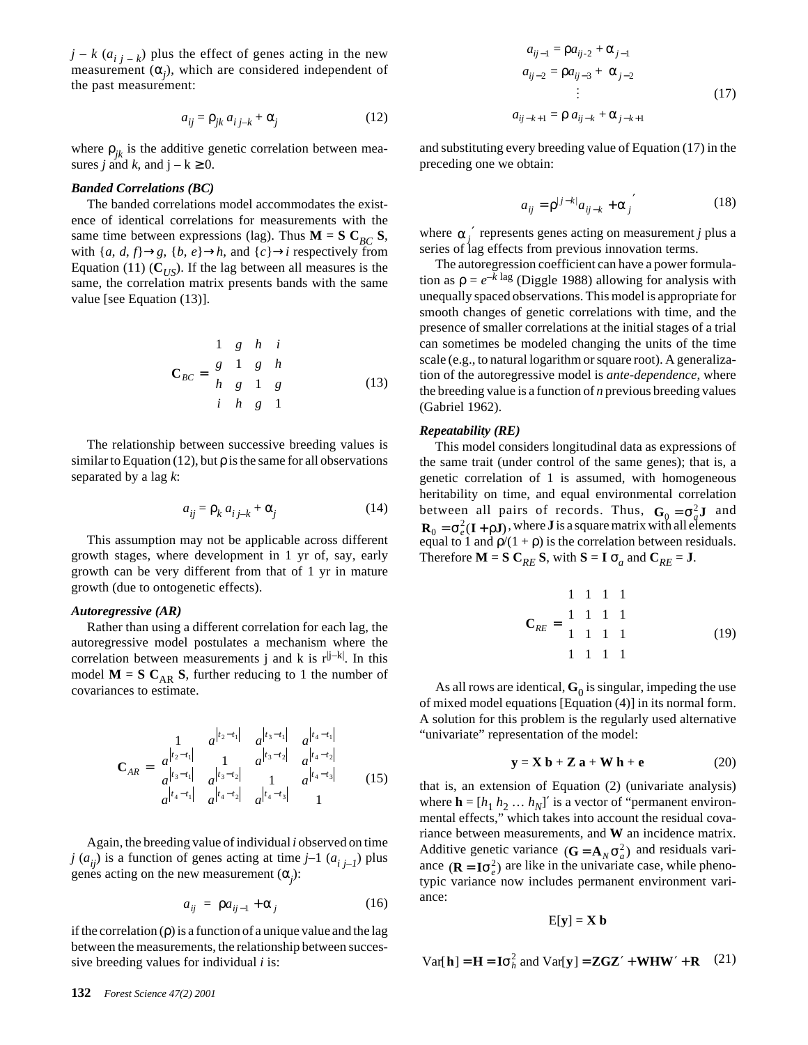$j - k$ ($a_{i\,j-k}$) plus the effect of genes acting in the new measurement ($\alpha_j$), which are considered independent of the past measurement:

$$a_{ij} = \rho_{jk}\, a_{i\,j-k} + \alpha_j \tag{12}$$

where $\rho_{jk}$ is the additive genetic correlation between measures $j$ and $k$, and $j - k \geq 0$.

***Banded Correlations (BC)***

The banded correlations model accommodates the existence of identical correlations for measurements with the same time between expressions (lag). Thus $\mathbf{M} = \mathbf{S}\,\mathbf{C}_{BC}\,\mathbf{S}$, with $\{a, d, f\} \rightarrow g$, $\{b, e\} \rightarrow h$, and $\{c\} \rightarrow i$ respectively from Equation (11) ($\mathbf{C}_{US}$). If the lag between all measures is the same, the correlation matrix presents bands with the same value [see Equation (13)].

$$\mathbf{C}_{BC} = \begin{matrix} 1 & g & h & i \\ g & 1 & g & h \\ h & g & 1 & g \\ i & h & g & 1 \end{matrix} \tag{13}$$

The relationship between successive breeding values is similar to Equation (12), but $\rho$ is the same for all observations separated by a lag $k$:

$$a_{ij} = \rho_k\, a_{i\,j-k} + \alpha_j \tag{14}$$

This assumption may not be applicable across different growth stages, where development in 1 yr of, say, early growth can be very different from that of 1 yr in mature growth (due to ontogenetic effects).

***Autoregressive (AR)***

Rather than using a different correlation for each lag, the autoregressive model postulates a mechanism where the correlation between measurements j and k is $r^{|j-k|}$. In this model $\mathbf{M} = \mathbf{S}\,\mathbf{C}_{AR}\,\mathbf{S}$, further reducing to 1 the number of covariances to estimate.

$$\mathbf{C}_{AR} = \begin{matrix} 1 & a^{|t_2 - t_1|} & a^{|t_3 - t_1|} & a^{|t_4 - t_1|} \\ a^{|t_2 - t_1|} & 1 & a^{|t_3 - t_2|} & a^{|t_4 - t_2|} \\ a^{|t_3 - t_1|} & a^{|t_3 - t_2|} & 1 & a^{|t_4 - t_3|} \\ a^{|t_4 - t_1|} & a^{|t_4 - t_2|} & a^{|t_4 - t_3|} & 1 \end{matrix} \tag{15}$$

Again, the breeding value of individual $i$ observed on time $j$ ($a_{ij}$) is a function of genes acting at time $j$–1 ($a_{i\,j-1}$) plus genes acting on the new measurement ($\alpha_j$):

$$a_{ij} = \rho a_{ij-1} + \alpha_j \tag{16}$$

if the correlation ($\rho$) is a function of a unique value and the lag between the measurements, the relationship between successive breeding values for individual $i$ is:

$$\begin{aligned} a_{ij-1} &= \rho a_{ij-2} + \alpha_{j-1} \\ a_{ij-2} &= \rho a_{ij-3} + \alpha_{j-2} \\ &\vdots \\ a_{ij-k+1} &= \rho\, a_{ij-k} + \alpha_{j-k+1} \end{aligned} \tag{17}$$

and substituting every breeding value of Equation (17) in the preceding one we obtain:

$$a_{ij} = \rho^{|j-k|} a_{ij-k} + \alpha_j{}' \tag{18}$$

where $\alpha_j{}'$ represents genes acting on measurement $j$ plus a series of lag effects from previous innovation terms.

The autoregression coefficient can have a power formulation as $\rho = e^{-k\ \mathrm{lag}}$ (Diggle 1988) allowing for analysis with unequally spaced observations. This model is appropriate for smooth changes of genetic correlations with time, and the presence of smaller correlations at the initial stages of a trial can sometimes be modeled changing the units of the time scale (e.g., to natural logarithm or square root). A generalization of the autoregressive model is *ante-dependence*, where the breeding value is a function of $n$ previous breeding values (Gabriel 1962).

***Repeatability (RE)***

This model considers longitudinal data as expressions of the same trait (under control of the same genes); that is, a genetic correlation of 1 is assumed, with homogeneous heritability on time, and equal environmental correlation between all pairs of records. Thus, $\mathbf{G}_0 = \sigma_a^2 \mathbf{J}$ and $\mathbf{R}_0 = \sigma_e^2(\mathbf{I} + \rho\mathbf{J})$, where $\mathbf{J}$ is a square matrix with all elements equal to 1 and $\rho/(1 + \rho)$ is the correlation between residuals. Therefore $\mathbf{M} = \mathbf{S}\,\mathbf{C}_{RE}\,\mathbf{S}$, with $\mathbf{S} = \mathbf{I}\,\sigma_a$ and $\mathbf{C}_{RE} = \mathbf{J}$.

$$\mathbf{C}_{RE} = \begin{matrix} 1 & 1 & 1 & 1 \\ 1 & 1 & 1 & 1 \\ 1 & 1 & 1 & 1 \\ 1 & 1 & 1 & 1 \end{matrix} \tag{19}$$

As all rows are identical, $\mathbf{G}_0$ is singular, impeding the use of mixed model equations [Equation (4)] in its normal form. A solution for this problem is the regularly used alternative "univariate" representation of the model:

$$\mathbf{y} = \mathbf{X}\,\mathbf{b} + \mathbf{Z}\,\mathbf{a} + \mathbf{W}\,\mathbf{h} + \mathbf{e} \tag{20}$$

that is, an extension of Equation (2) (univariate analysis) where $\mathbf{h} = [h_1\ h_2\ \ldots\ h_N]'$ is a vector of "permanent environmental effects," which takes into account the residual covariance between measurements, and $\mathbf{W}$ an incidence matrix. Additive genetic variance $(\mathbf{G} = \mathbf{A}_N \sigma_a^2)$ and residuals variance $(\mathbf{R} = \mathbf{I}\sigma_e^2)$ are like in the univariate case, while phenotypic variance now includes permanent environment variance:

$$\mathrm{E}[\mathbf{y}] = \mathbf{X}\,\mathbf{b}$$

$$\mathrm{Var}[\mathbf{h}] = \mathbf{H} = \mathbf{I}\sigma_h^2 \text{ and } \mathrm{Var}[\mathbf{y}] = \mathbf{ZGZ}' + \mathbf{WHW}' + \mathbf{R} \tag{21}$$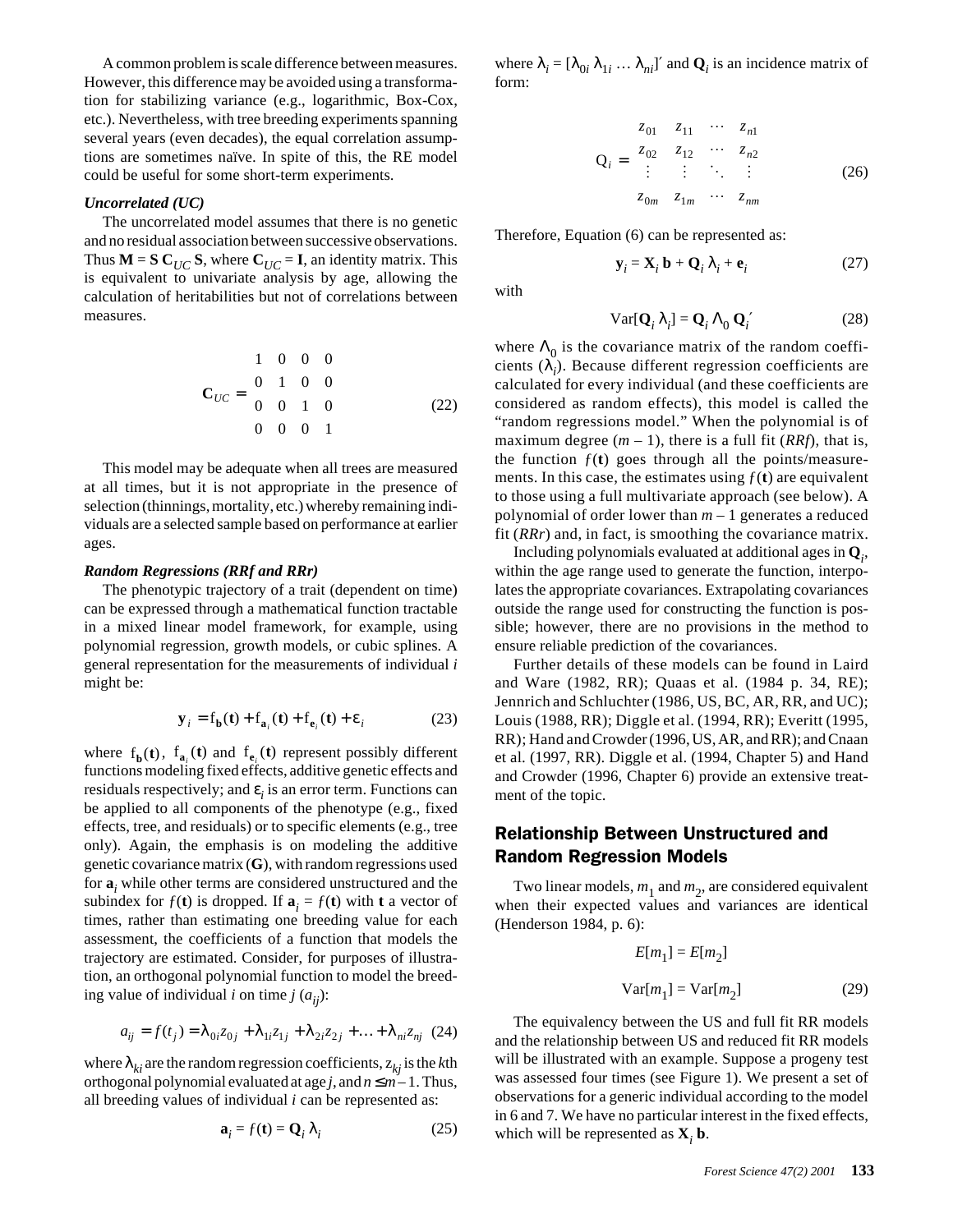A common problem is scale difference between measures. However, this difference may be avoided using a transformation for stabilizing variance (e.g., logarithmic, Box-Cox, etc.). Nevertheless, with tree breeding experiments spanning several years (even decades), the equal correlation assumptions are sometimes naïve. In spite of this, the RE model could be useful for some short-term experiments.

### *Uncorrelated (UC)*

The uncorrelated model assumes that there is no genetic and no residual association between successive observations. Thus $\mathbf{M} = \mathbf{S}\,\mathbf{C}_{UC}\,\mathbf{S}$, where $\mathbf{C}_{UC} = \mathbf{I}$, an identity matrix. This is equivalent to univariate analysis by age, allowing the calculation of heritabilities but not of correlations between measures.

$$\mathbf{C}_{UC} = \begin{matrix} 1 & 0 & 0 & 0 \\ 0 & 1 & 0 & 0 \\ 0 & 0 & 1 & 0 \\ 0 & 0 & 0 & 1 \end{matrix} \quad (22)$$

This model may be adequate when all trees are measured at all times, but it is not appropriate in the presence of selection (thinnings, mortality, etc.) whereby remaining individuals are a selected sample based on performance at earlier ages.

### *Random Regressions (RRf and RRr)*

The phenotypic trajectory of a trait (dependent on time) can be expressed through a mathematical function tractable in a mixed linear model framework, for example, using polynomial regression, growth models, or cubic splines. A general representation for the measurements of individual $i$ might be:

$$\mathbf{y}_i = \mathrm{f}_{\mathbf{b}}(\mathbf{t}) + \mathrm{f}_{\mathbf{a}_i}(\mathbf{t}) + \mathrm{f}_{\mathbf{e}_i}(\mathbf{t}) + \varepsilon_i \quad (23)$$

where $\mathrm{f}_{\mathbf{b}}(\mathbf{t})$, $\mathrm{f}_{\mathbf{a}_i}(\mathbf{t})$ and $\mathrm{f}_{\mathbf{e}_i}(\mathbf{t})$ represent possibly different functions modeling fixed effects, additive genetic effects and residuals respectively; and $\varepsilon_i$ is an error term. Functions can be applied to all components of the phenotype (e.g., fixed effects, tree, and residuals) or to specific elements (e.g., tree only). Again, the emphasis is on modeling the additive genetic covariance matrix (**G**), with random regressions used for $\mathbf{a}_i$ while other terms are considered unstructured and the subindex for $f(\mathbf{t})$ is dropped. If $\mathbf{a}_i = f(\mathbf{t})$ with **t** a vector of times, rather than estimating one breeding value for each assessment, the coefficients of a function that models the trajectory are estimated. Consider, for purposes of illustration, an orthogonal polynomial function to model the breeding value of individual $i$ on time $j$ ($a_{ij}$):

$$a_{ij} = f(t_j) = \lambda_{0i} z_{0j} + \lambda_{1i} z_{1j} + \lambda_{2i} z_{2j} + \ldots + \lambda_{ni} z_{nj} \quad (24)$$

where $\lambda_{ki}$ are the random regression coefficients, $z_{kj}$ is the $k$th orthogonal polynomial evaluated at age $j$, and $n \le m - 1$. Thus, all breeding values of individual $i$ can be represented as:

$$\mathbf{a}_i = f(\mathbf{t}) = \mathbf{Q}_i\,\lambda_i \quad (25)$$

where $\lambda_i = [\lambda_{0i}\ \lambda_{1i} \ldots \lambda_{ni}]'$ and $\mathbf{Q}_i$ is an incidence matrix of form:

$$\mathrm{Q}_i = \begin{matrix} z_{01} & z_{11} & \cdots & z_{n1} \\ z_{02} & z_{12} & \cdots & z_{n2} \\ \vdots & \vdots & \ddots & \vdots \\ z_{0m} & z_{1m} & \cdots & z_{nm} \end{matrix} \quad (26)$$

Therefore, Equation (6) can be represented as:

$$\mathbf{y}_i = \mathbf{X}_i\,\mathbf{b} + \mathbf{Q}_i\,\lambda_i + \mathbf{e}_i \quad (27)$$

with

$$\mathrm{Var}[\mathbf{Q}_i\,\lambda_i] = \mathbf{Q}_i\,\Lambda_0\,\mathbf{Q}_i' \quad (28)$$

where $\Lambda_0$ is the covariance matrix of the random coefficients ($\lambda_i$). Because different regression coefficients are calculated for every individual (and these coefficients are considered as random effects), this model is called the "random regressions model." When the polynomial is of maximum degree ($m - 1$), there is a full fit (*RRf*), that is, the function $f(\mathbf{t})$ goes through all the points/measurements. In this case, the estimates using $f(\mathbf{t})$ are equivalent to those using a full multivariate approach (see below). A polynomial of order lower than $m - 1$ generates a reduced fit (*RRr*) and, in fact, is smoothing the covariance matrix.

Including polynomials evaluated at additional ages in $\mathbf{Q}_i$, within the age range used to generate the function, interpolates the appropriate covariances. Extrapolating covariances outside the range used for constructing the function is possible; however, there are no provisions in the method to ensure reliable prediction of the covariances.

Further details of these models can be found in Laird and Ware (1982, RR); Quaas et al. (1984 p. 34, RE); Jennrich and Schluchter (1986, US, BC, AR, RR, and UC); Louis (1988, RR); Diggle et al. (1994, RR); Everitt (1995, RR); Hand and Crowder (1996, US, AR, and RR); and Cnaan et al. (1997, RR). Diggle et al. (1994, Chapter 5) and Hand and Crowder (1996, Chapter 6) provide an extensive treatment of the topic.

## Relationship Between Unstructured and Random Regression Models

Two linear models, $m_1$ and $m_2$, are considered equivalent when their expected values and variances are identical (Henderson 1984, p. 6):

$$E[m_1] = E[m_2]$$

$$\mathrm{Var}[m_1] = \mathrm{Var}[m_2] \quad (29)$$

The equivalency between the US and full fit RR models and the relationship between US and reduced fit RR models will be illustrated with an example. Suppose a progeny test was assessed four times (see Figure 1). We present a set of observations for a generic individual according to the model in 6 and 7. We have no particular interest in the fixed effects, which will be represented as $\mathbf{X}_i\,\mathbf{b}$.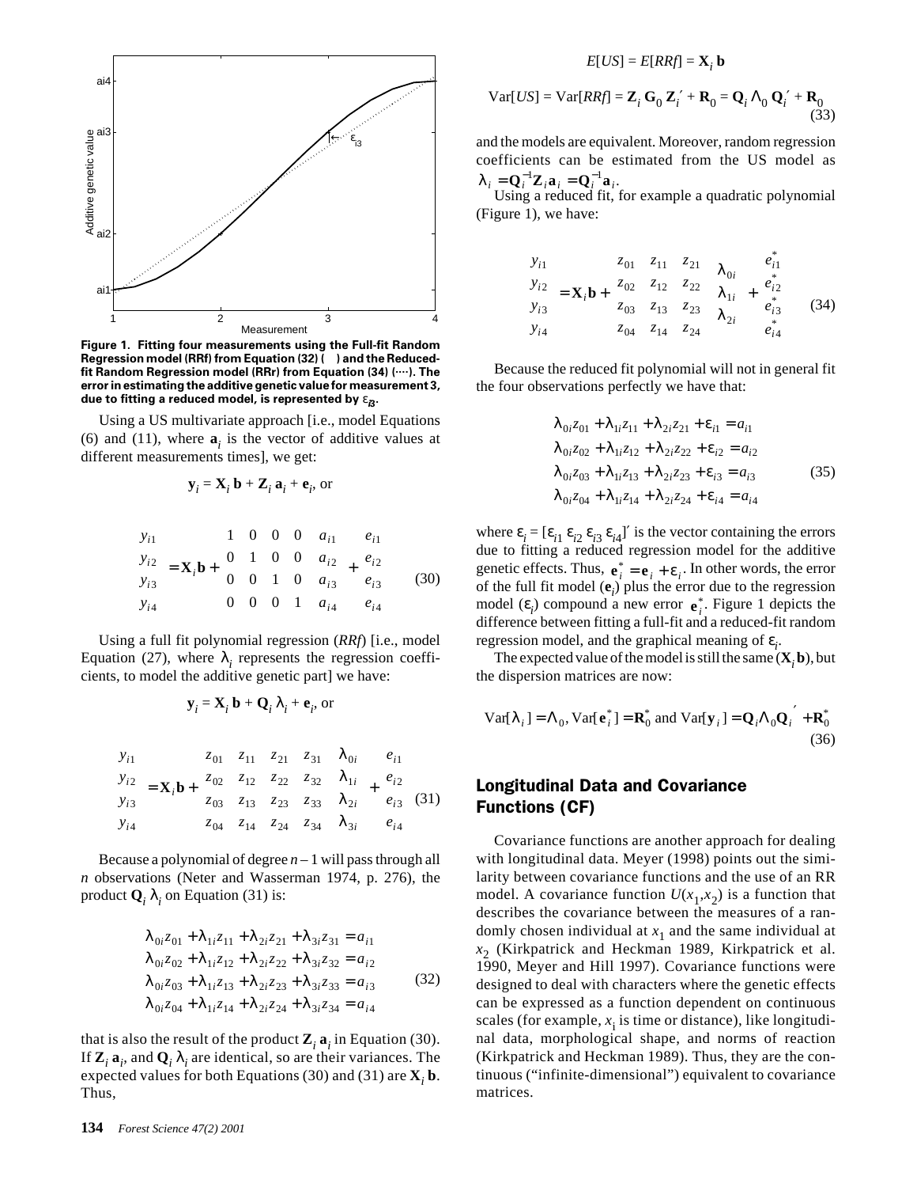Figure 1. Fitting four measurements using the Full-fit Random Regression model (RRf) from Equation (32) ( ) and the Reduced-fit Random Regression model (RRr) from Equation (34) (····). The error in estimating the additive genetic value for measurement 3, due to fitting a reduced model, is represented by $\varepsilon_{i3}$.

Using a US multivariate approach [i.e., model Equations (6) and (11), where $\mathbf{a}_i$ is the vector of additive values at different measurements times], we get:

$$\mathbf{y}_i = \mathbf{X}_i\,\mathbf{b} + \mathbf{Z}_i\,\mathbf{a}_i + \mathbf{e}_i \text{, or}$$

$$\begin{bmatrix} y_{i1} \\ y_{i2} \\ y_{i3} \\ y_{i4} \end{bmatrix} = \mathbf{X}_i\mathbf{b} + \begin{bmatrix} 1 & 0 & 0 & 0 \\ 0 & 1 & 0 & 0 \\ 0 & 0 & 1 & 0 \\ 0 & 0 & 0 & 1 \end{bmatrix} \begin{bmatrix} a_{i1} \\ a_{i2} \\ a_{i3} \\ a_{i4} \end{bmatrix} + \begin{bmatrix} e_{i1} \\ e_{i2} \\ e_{i3} \\ e_{i4} \end{bmatrix} \quad (30)$$

Using a full fit polynomial regression (*RRf*) [i.e., model Equation (27), where $\lambda_i$ represents the regression coefficients, to model the additive genetic part] we have:

$$\mathbf{y}_i = \mathbf{X}_i\,\mathbf{b} + \mathbf{Q}_i\,\lambda_i + \mathbf{e}_i \text{, or}$$

$$\begin{bmatrix} y_{i1} \\ y_{i2} \\ y_{i3} \\ y_{i4} \end{bmatrix} = \mathbf{X}_i\mathbf{b} + \begin{bmatrix} z_{01} & z_{11} & z_{21} & z_{31} \\ z_{02} & z_{12} & z_{22} & z_{32} \\ z_{03} & z_{13} & z_{23} & z_{33} \\ z_{04} & z_{14} & z_{24} & z_{34} \end{bmatrix} \begin{bmatrix} \lambda_{0i} \\ \lambda_{1i} \\ \lambda_{2i} \\ \lambda_{3i} \end{bmatrix} + \begin{bmatrix} e_{i1} \\ e_{i2} \\ e_{i3} \\ e_{i4} \end{bmatrix} \quad (31)$$

Because a polynomial of degree $n - 1$ will pass through all $n$ observations (Neter and Wasserman 1974, p. 276), the product $\mathbf{Q}_i\,\lambda_i$ on Equation (31) is:

$$\begin{aligned} \lambda_{0i}z_{01} + \lambda_{1i}z_{11} + \lambda_{2i}z_{21} + \lambda_{3i}z_{31} &= a_{i1} \\ \lambda_{0i}z_{02} + \lambda_{1i}z_{12} + \lambda_{2i}z_{22} + \lambda_{3i}z_{32} &= a_{i2} \\ \lambda_{0i}z_{03} + \lambda_{1i}z_{13} + \lambda_{2i}z_{23} + \lambda_{3i}z_{33} &= a_{i3} \\ \lambda_{0i}z_{04} + \lambda_{1i}z_{14} + \lambda_{2i}z_{24} + \lambda_{3i}z_{34} &= a_{i4} \end{aligned} \quad (32)$$

that is also the result of the product $\mathbf{Z}_i\,\mathbf{a}_i$ in Equation (30). If $\mathbf{Z}_i\,\mathbf{a}_i$, and $\mathbf{Q}_i\,\lambda_i$ are identical, so are their variances. The expected values for both Equations (30) and (31) are $\mathbf{X}_i\,\mathbf{b}$. Thus,

$$E[US] = E[RRf] = \mathbf{X}_i\,\mathbf{b}$$

$$\text{Var}[US] = \text{Var}[RRf] = \mathbf{Z}_i\,\mathbf{G}_0\,\mathbf{Z}_i' + \mathbf{R}_0 = \mathbf{Q}_i\,\Lambda_0\,\mathbf{Q}_i' + \mathbf{R}_0 \quad (33)$$

and the models are equivalent. Moreover, random regression coefficients can be estimated from the US model as $\lambda_i = \mathbf{Q}_i^{-1}\mathbf{Z}_i\mathbf{a}_i = \mathbf{Q}_i^{-1}\mathbf{a}_i$.

Using a reduced fit, for example a quadratic polynomial (Figure 1), we have:

$$\begin{bmatrix} y_{i1} \\ y_{i2} \\ y_{i3} \\ y_{i4} \end{bmatrix} = \mathbf{X}_i\mathbf{b} + \begin{bmatrix} z_{01} & z_{11} & z_{21} \\ z_{02} & z_{12} & z_{22} \\ z_{03} & z_{13} & z_{23} \\ z_{04} & z_{14} & z_{24} \end{bmatrix} \begin{bmatrix} \lambda_{0i} \\ \lambda_{1i} \\ \lambda_{2i} \end{bmatrix} + \begin{bmatrix} e_{i1}^* \\ e_{i2}^* \\ e_{i3}^* \\ e_{i4}^* \end{bmatrix} \quad (34)$$

Because the reduced fit polynomial will not in general fit the four observations perfectly we have that:

$$\begin{aligned} \lambda_{0i}z_{01} + \lambda_{1i}z_{11} + \lambda_{2i}z_{21} + \varepsilon_{i1} &= a_{i1} \\ \lambda_{0i}z_{02} + \lambda_{1i}z_{12} + \lambda_{2i}z_{22} + \varepsilon_{i2} &= a_{i2} \\ \lambda_{0i}z_{03} + \lambda_{1i}z_{13} + \lambda_{2i}z_{23} + \varepsilon_{i3} &= a_{i3} \\ \lambda_{0i}z_{04} + \lambda_{1i}z_{14} + \lambda_{2i}z_{24} + \varepsilon_{i4} &= a_{i4} \end{aligned} \quad (35)$$

where $\varepsilon_i = [\varepsilon_{i1}\ \varepsilon_{i2}\ \varepsilon_{i3}\ \varepsilon_{i4}]'$ is the vector containing the errors due to fitting a reduced regression model for the additive genetic effects. Thus, $\mathbf{e}_i^* = \mathbf{e}_i + \varepsilon_i$. In other words, the error of the full fit model ($\mathbf{e}_i$) plus the error due to the regression model ($\varepsilon_i$) compound a new error $\mathbf{e}_i^*$. Figure 1 depicts the difference between fitting a full-fit and a reduced-fit random regression model, and the graphical meaning of $\varepsilon_i$.

The expected value of the model is still the same ($\mathbf{X}_i\,\mathbf{b}$), but the dispersion matrices are now:

$$\text{Var}[\lambda_i] = \Lambda_0,\ \text{Var}[\mathbf{e}_i^*] = \mathbf{R}_0^* \text{ and } \text{Var}[\mathbf{y}_i] = \mathbf{Q}_i\Lambda_0\mathbf{Q}_i' + \mathbf{R}_0^* \quad (36)$$

## Longitudinal Data and Covariance Functions (CF)

Covariance functions are another approach for dealing with longitudinal data. Meyer (1998) points out the similarity between covariance functions and the use of an RR model. A covariance function $U(x_1,x_2)$ is a function that describes the covariance between the measures of a randomly chosen individual at $x_1$ and the same individual at $x_2$ (Kirkpatrick and Heckman 1989, Kirkpatrick et al. 1990, Meyer and Hill 1997). Covariance functions were designed to deal with characters where the genetic effects can be expressed as a function dependent on continuous scales (for example, $x_i$ is time or distance), like longitudinal data, morphological shape, and norms of reaction (Kirkpatrick and Heckman 1989). Thus, they are the continuous ("infinite-dimensional") equivalent to covariance matrices.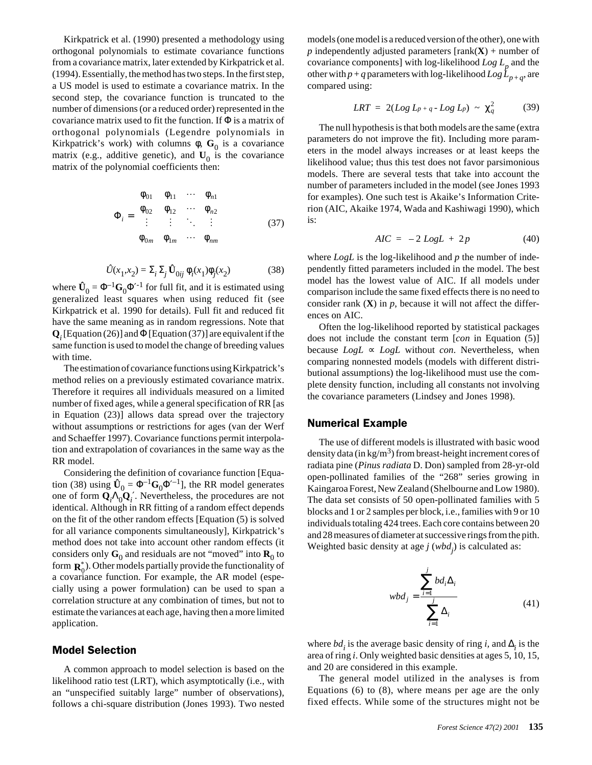Kirkpatrick et al. (1990) presented a methodology using orthogonal polynomials to estimate covariance functions from a covariance matrix, later extended by Kirkpatrick et al. (1994). Essentially, the method has two steps. In the first step, a US model is used to estimate a covariance matrix. In the second step, the covariance function is truncated to the number of dimensions (or a reduced order) represented in the covariance matrix used to fit the function. If $\Phi$ is a matrix of orthogonal polynomials (Legendre polynomials in Kirkpatrick's work) with columns $\phi$, $\mathbf{G}_0$ is a covariance matrix (e.g., additive genetic), and $\mathbf{U}_0$ is the covariance matrix of the polynomial coefficients then:

$$\Phi_i = \begin{bmatrix} \phi_{01} & \phi_{11} & \cdots & \phi_{n1} \\ \phi_{02} & \phi_{12} & \cdots & \phi_{n2} \\ \vdots & \vdots & \ddots & \vdots \\ \phi_{0m} & \phi_{1m} & \cdots & \phi_{nm} \end{bmatrix} \tag{37}$$

$$\hat{U}(x_1,x_2) = \Sigma_i \, \Sigma_j \, \hat{\mathbf{U}}_{0ij} \, \phi_i(x_1)\phi_j(x_2) \tag{38}$$

where $\hat{\mathbf{U}}_0 = \Phi^{-1}\mathbf{G}_0\Phi'^{-1}$ for full fit, and it is estimated using generalized least squares when using reduced fit (see Kirkpatrick et al. 1990 for details). Full fit and reduced fit have the same meaning as in random regressions. Note that $\mathbf{Q}_i$ [Equation (26)] and $\Phi$ [Equation (37)] are equivalent if the same function is used to model the change of breeding values with time.

The estimation of covariance functions using Kirkpatrick's method relies on a previously estimated covariance matrix. Therefore it requires all individuals measured on a limited number of fixed ages, while a general specification of RR [as in Equation (23)] allows data spread over the trajectory without assumptions or restrictions for ages (van der Werf and Schaeffer 1997). Covariance functions permit interpolation and extrapolation of covariances in the same way as the RR model.

Considering the definition of covariance function [Equation (38) using $\hat{\mathbf{U}}_0 = \Phi^{-1}\mathbf{G}_0\Phi'^{-1}$], the RR model generates one of form $\mathbf{Q}_i\Lambda_0\mathbf{Q}_i'$. Nevertheless, the procedures are not identical. Although in RR fitting of a random effect depends on the fit of the other random effects [Equation (5) is solved for all variance components simultaneously], Kirkpatrick's method does not take into account other random effects (it considers only $\mathbf{G}_0$ and residuals are not "moved" into $\mathbf{R}_0$ to form $\mathbf{R}_0^*$). Other models partially provide the functionality of a covariance function. For example, the AR model (especially using a power formulation) can be used to span a correlation structure at any combination of times, but not to estimate the variances at each age, having then a more limited application.

## Model Selection

A common approach to model selection is based on the likelihood ratio test (LRT), which asymptotically (i.e., with an "unspecified suitably large" number of observations), follows a chi-square distribution (Jones 1993). Two nested models (one model is a reduced version of the other), one with $p$ independently adjusted parameters [rank($\mathbf{X}$) + number of covariance components] with log-likelihood $Log\ L_p$ and the other with $p + q$ parameters with log-likelihood $Log\ L_{p+q}$, are compared using:

$$LRT = 2(Log\ L_{p+q} - Log\ L_p) \sim \chi^2_q \tag{39}$$

The null hypothesis is that both models are the same (extra parameters do not improve the fit). Including more parameters in the model always increases or at least keeps the likelihood value; thus this test does not favor parsimonious models. There are several tests that take into account the number of parameters included in the model (see Jones 1993 for examples). One such test is Akaike's Information Criterion (AIC, Akaike 1974, Wada and Kashiwagi 1990), which is:

$$AIC = -2\ LogL + 2p \tag{40}$$

where $LogL$ is the log-likelihood and $p$ the number of independently fitted parameters included in the model. The best model has the lowest value of AIC. If all models under comparison include the same fixed effects there is no need to consider rank ($\mathbf{X}$) in $p$, because it will not affect the differences on AIC.

Often the log-likelihood reported by statistical packages does not include the constant term [*con* in Equation (5)] because $LogL \propto LogL$ without *con*. Nevertheless, when comparing nonnested models (models with different distributional assumptions) the log-likelihood must use the complete density function, including all constants not involving the covariance parameters (Lindsey and Jones 1998).

## Numerical Example

The use of different models is illustrated with basic wood density data (in kg/m$^3$) from breast-height increment cores of radiata pine (*Pinus radiata* D. Don) sampled from 28-yr-old open-pollinated families of the "268" series growing in Kaingaroa Forest, New Zealand (Shelbourne and Low 1980). The data set consists of 50 open-pollinated families with 5 blocks and 1 or 2 samples per block, i.e., families with 9 or 10 individuals totaling 424 trees. Each core contains between 20 and 28 measures of diameter at successive rings from the pith. Weighted basic density at age $j$ ($wbd_j$) is calculated as:

$$wbd_j = \frac{\sum_{i=1}^{j} bd_i \Delta_i}{\sum_{i=1}^{j} \Delta_i} \tag{41}$$

where $bd_i$ is the average basic density of ring $i$, and $\Delta_i$ is the area of ring $i$. Only weighted basic densities at ages 5, 10, 15, and 20 are considered in this example.

The general model utilized in the analyses is from Equations (6) to (8), where means per age are the only fixed effects. While some of the structures might not be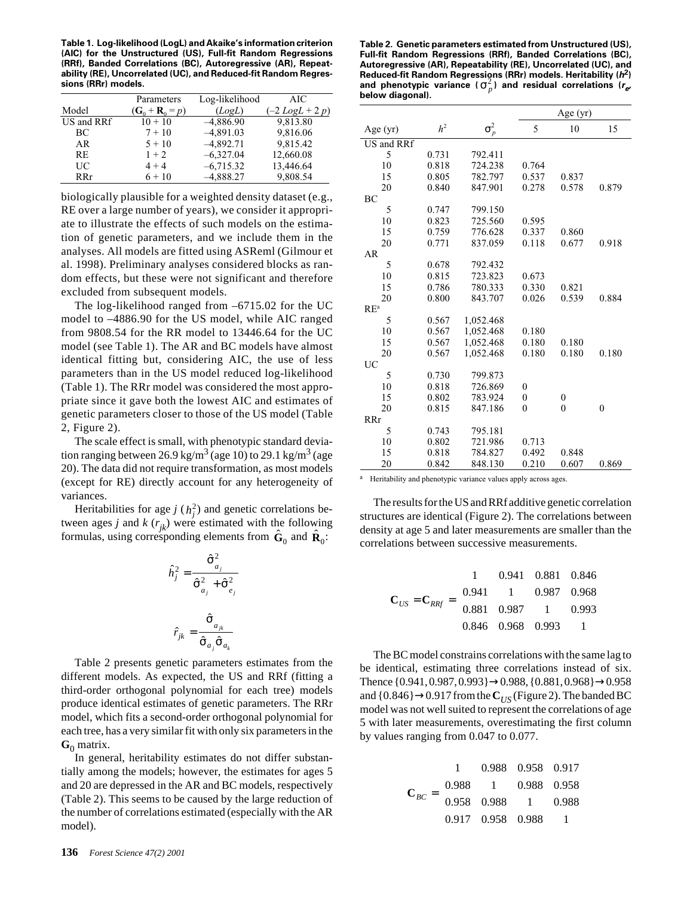**Table 1. Log-likelihood (LogL) and Akaike's information criterion (AIC) for the Unstructured (US), Full-fit Random Regressions (RRf), Banded Correlations (BC), Autoregressive (AR), Repeatability (RE), Uncorrelated (UC), and Reduced-fit Random Regressions (RRr) models.**

| Model | Parameters ($\mathbf{G}_0 + \mathbf{R}_0 = p$) | Log-likelihood ($LogL$) | AIC ($-2\ LogL + 2\ p$) |
|---|---|---|---|
| US and RRf | 10 + 10 | –4,886.90 | 9,813.80 |
| BC | 7 + 10 | –4,891.03 | 9,816.06 |
| AR | 5 + 10 | –4,892.71 | 9,815.42 |
| RE | 1 + 2 | –6,327.04 | 12,660.08 |
| UC | 4 + 4 | –6,715.32 | 13,446.64 |
| RRr | 6 + 10 | –4,888.27 | 9,808.54 |

biologically plausible for a weighted density dataset (e.g., RE over a large number of years), we consider it appropriate to illustrate the effects of such models on the estimation of genetic parameters, and we include them in the analyses. All models are fitted using ASReml (Gilmour et al. 1998). Preliminary analyses considered blocks as random effects, but these were not significant and therefore excluded from subsequent models.

The log-likelihood ranged from –6715.02 for the UC model to –4886.90 for the US model, while AIC ranged from 9808.54 for the RR model to 13446.64 for the UC model (see Table 1). The AR and BC models have almost identical fitting but, considering AIC, the use of less parameters than in the US model reduced log-likelihood (Table 1). The RRr model was considered the most appropriate since it gave both the lowest AIC and estimates of genetic parameters closer to those of the US model (Table 2, Figure 2).

The scale effect is small, with phenotypic standard deviation ranging between 26.9 kg/m$^3$ (age 10) to 29.1 kg/m$^3$ (age 20). The data did not require transformation, as most models (except for RE) directly account for any heterogeneity of variances.

Heritabilities for age $j$ ($h_j^2$) and genetic correlations between ages $j$ and $k$ ($r_{jk}$) were estimated with the following formulas, using corresponding elements from $\hat{\mathbf{G}}_0$ and $\hat{\mathbf{R}}_0$:

$$\hat{h}_j^2 = \frac{\hat{\sigma}_{a_j}^2}{\hat{\sigma}_{a_j}^2 + \hat{\sigma}_{e_j}^2}$$

$$\hat{r}_{jk} = \frac{\hat{\sigma}_{a_{jk}}}{\hat{\sigma}_{a_j}\hat{\sigma}_{a_k}}$$

Table 2 presents genetic parameters estimates from the different models. As expected, the US and RRf (fitting a third-order orthogonal polynomial for each tree) models produce identical estimates of genetic parameters. The RRr model, which fits a second-order orthogonal polynomial for each tree, has a very similar fit with only six parameters in the $\mathbf{G}_0$ matrix.

In general, heritability estimates do not differ substantially among the models; however, the estimates for ages 5 and 20 are depressed in the AR and BC models, respectively (Table 2). This seems to be caused by the large reduction of the number of correlations estimated (especially with the AR model).

**Table 2. Genetic parameters estimated from Unstructured (US), Full-fit Random Regressions (RRf), Banded Correlations (BC), Autoregressive (AR), Repeatability (RE), Uncorrelated (UC), and Reduced-fit Random Regressions (RRr) models. Heritability ($h^2$) and phenotypic variance ($\sigma_p^2$) and residual correlations ($r_e$, below diagonal).**

| Age (yr) | $h^2$ | $\sigma_p^2$ | Age (yr) 5 | 10 | 15 |
|---|---|---|---|---|---|
| US and RRf | | | | | |
| 5 | 0.731 | 792.411 | | | |
| 10 | 0.818 | 724.238 | 0.764 | | |
| 15 | 0.805 | 782.797 | 0.537 | 0.837 | |
| 20 | 0.840 | 847.901 | 0.278 | 0.578 | 0.879 |
| BC | | | | | |
| 5 | 0.747 | 799.150 | | | |
| 10 | 0.823 | 725.560 | 0.595 | | |
| 15 | 0.759 | 776.628 | 0.337 | 0.860 | |
| 20 | 0.771 | 837.059 | 0.118 | 0.677 | 0.918 |
| AR | | | | | |
| 5 | 0.678 | 792.432 | | | |
| 10 | 0.815 | 723.823 | 0.673 | | |
| 15 | 0.786 | 780.333 | 0.330 | 0.821 | |
| 20 | 0.800 | 843.707 | 0.026 | 0.539 | 0.884 |
| RE[a] | | | | | |
| 5 | 0.567 | 1,052.468 | | | |
| 10 | 0.567 | 1,052.468 | 0.180 | | |
| 15 | 0.567 | 1,052.468 | 0.180 | 0.180 | |
| 20 | 0.567 | 1,052.468 | 0.180 | 0.180 | 0.180 |
| UC | | | | | |
| 5 | 0.730 | 799.873 | | | |
| 10 | 0.818 | 726.869 | 0 | | |
| 15 | 0.802 | 783.924 | 0 | 0 | |
| 20 | 0.815 | 847.186 | 0 | 0 | 0 |
| RRr | | | | | |
| 5 | 0.743 | 795.181 | | | |
| 10 | 0.802 | 721.986 | 0.713 | | |
| 15 | 0.818 | 784.827 | 0.492 | 0.848 | |
| 20 | 0.842 | 848.130 | 0.210 | 0.607 | 0.869 |

[a] Heritability and phenotypic variance values apply across ages.

The results for the US and RRf additive genetic correlation structures are identical (Figure 2). The correlations between density at age 5 and later measurements are smaller than the correlations between successive measurements.

$$\mathbf{C}_{US} = \mathbf{C}_{RRf} = \begin{matrix} 1 & 0.941 & 0.881 & 0.846 \\ 0.941 & 1 & 0.987 & 0.968 \\ 0.881 & 0.987 & 1 & 0.993 \\ 0.846 & 0.968 & 0.993 & 1 \end{matrix}$$

The BC model constrains correlations with the same lag to be identical, estimating three correlations instead of six. Thence {0.941, 0.987, 0.993}→0.988, {0.881, 0.968}→0.958 and {0.846}→0.917 from the $\mathbf{C}_{US}$ (Figure 2). The banded BC model was not well suited to represent the correlations of age 5 with later measurements, overestimating the first column by values ranging from 0.047 to 0.077.

$$\mathbf{C}_{BC} = \begin{matrix} 1 & 0.988 & 0.958 & 0.917 \\ 0.988 & 1 & 0.988 & 0.958 \\ 0.958 & 0.988 & 1 & 0.988 \\ 0.917 & 0.958 & 0.988 & 1 \end{matrix}$$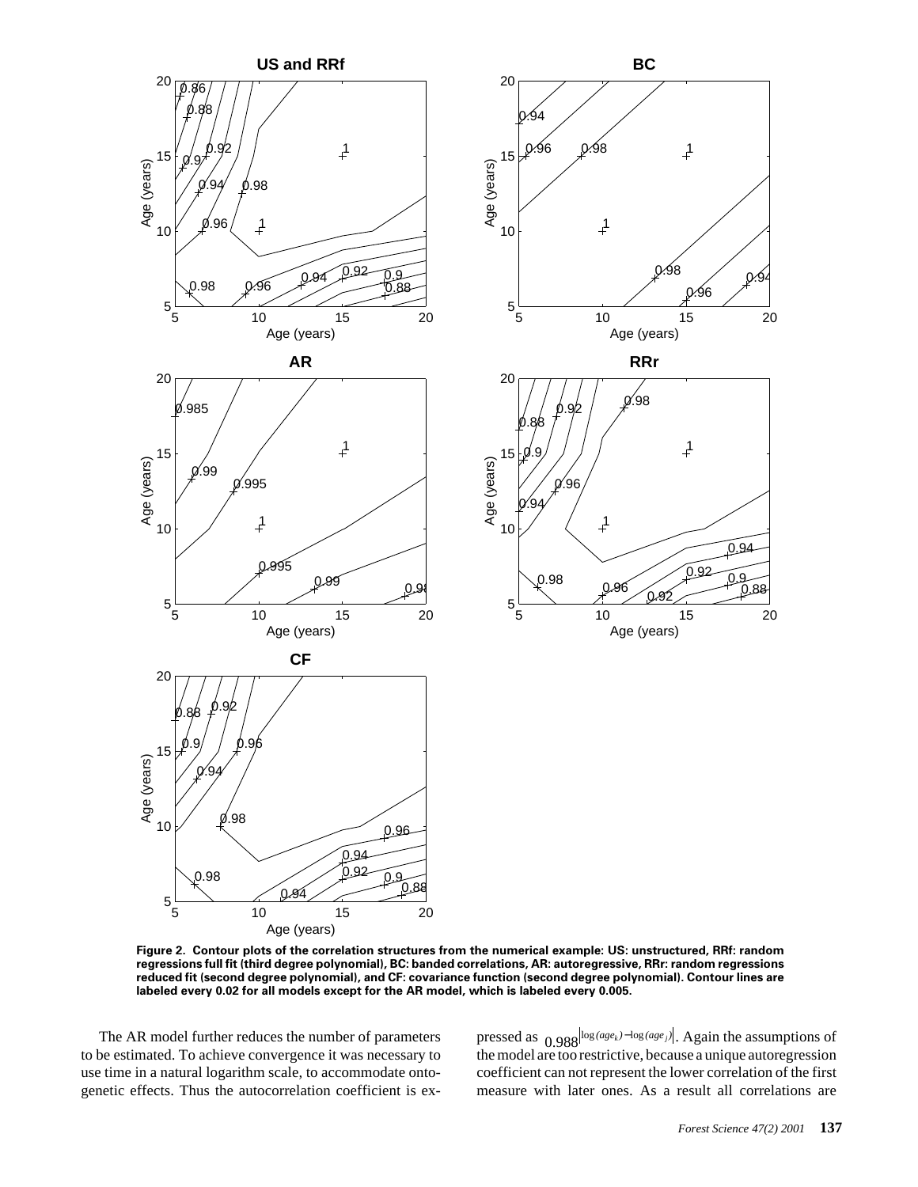**Figure 2. Contour plots of the correlation structures from the numerical example: US: unstructured, RRf: random regressions full fit (third degree polynomial), BC: banded correlations, AR: autoregressive, RRr: random regressions reduced fit (second degree polynomial), and CF: covariance function (second degree polynomial). Contour lines are labeled every 0.02 for all models except for the AR model, which is labeled every 0.005.**

The AR model further reduces the number of parameters to be estimated. To achieve convergence it was necessary to use time in a natural logarithm scale, to accommodate ontogenetic effects. Thus the autocorrelation coefficient is expressed as $0.988^{\left|\log(age_k) - \log(age_j)\right|}$. Again the assumptions of the model are too restrictive, because a unique autoregression coefficient can not represent the lower correlation of the first measure with later ones. As a result all correlations are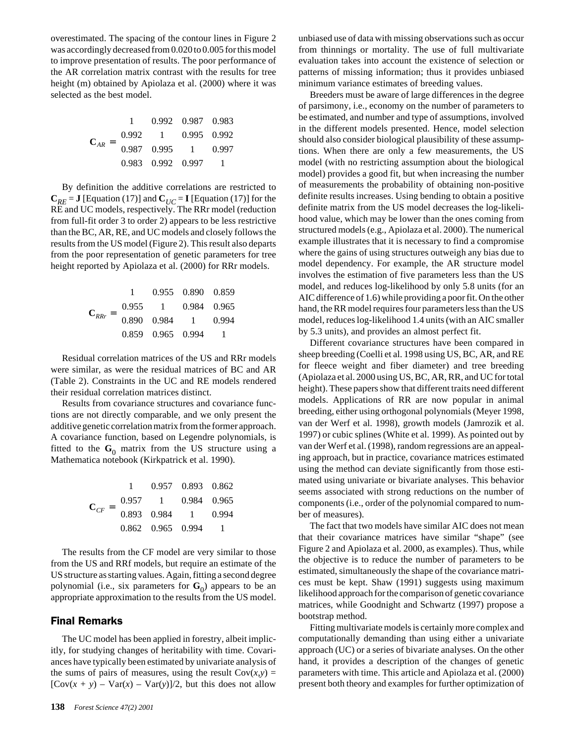overestimated. The spacing of the contour lines in Figure 2 was accordingly decreased from 0.020 to 0.005 for this model to improve presentation of results. The poor performance of the AR correlation matrix contrast with the results for tree height (m) obtained by Apiolaza et al. (2000) where it was selected as the best model.

$$\mathbf{C}_{AR} = \begin{matrix} 1 & 0.992 & 0.987 & 0.983 \\ 0.992 & 1 & 0.995 & 0.992 \\ 0.987 & 0.995 & 1 & 0.997 \\ 0.983 & 0.992 & 0.997 & 1 \end{matrix}$$

By definition the additive correlations are restricted to $\mathbf{C}_{RE} = \mathbf{J}$ [Equation (17)] and $\mathbf{C}_{UC} = \mathbf{I}$ [Equation (17)] for the RE and UC models, respectively. The RRr model (reduction from full-fit order 3 to order 2) appears to be less restrictive than the BC, AR, RE, and UC models and closely follows the results from the US model (Figure 2). This result also departs from the poor representation of genetic parameters for tree height reported by Apiolaza et al. (2000) for RRr models.

$$\mathbf{C}_{RRr} = \begin{matrix} 1 & 0.955 & 0.890 & 0.859 \\ 0.955 & 1 & 0.984 & 0.965 \\ 0.890 & 0.984 & 1 & 0.994 \\ 0.859 & 0.965 & 0.994 & 1 \end{matrix}$$

Residual correlation matrices of the US and RRr models were similar, as were the residual matrices of BC and AR (Table 2). Constraints in the UC and RE models rendered their residual correlation matrices distinct.

Results from covariance structures and covariance functions are not directly comparable, and we only present the additive genetic correlation matrix from the former approach. A covariance function, based on Legendre polynomials, is fitted to the $\mathbf{G}_0$ matrix from the US structure using a Mathematica notebook (Kirkpatrick et al. 1990).

$$\mathbf{C}_{CF} = \begin{matrix} 1 & 0.957 & 0.893 & 0.862 \\ 0.957 & 1 & 0.984 & 0.965 \\ 0.893 & 0.984 & 1 & 0.994 \\ 0.862 & 0.965 & 0.994 & 1 \end{matrix}$$

The results from the CF model are very similar to those from the US and RRf models, but require an estimate of the US structure as starting values. Again, fitting a second degree polynomial (i.e., six parameters for $\mathbf{G}_0$) appears to be an appropriate approximation to the results from the US model.

## Final Remarks

The UC model has been applied in forestry, albeit implicitly, for studying changes of heritability with time. Covariances have typically been estimated by univariate analysis of the sums of pairs of measures, using the result $\text{Cov}(x,y) = [\text{Cov}(x + y) - \text{Var}(x) - \text{Var}(y)]/2$, but this does not allow unbiased use of data with missing observations such as occur from thinnings or mortality. The use of full multivariate evaluation takes into account the existence of selection or patterns of missing information; thus it provides unbiased minimum variance estimates of breeding values.

Breeders must be aware of large differences in the degree of parsimony, i.e., economy on the number of parameters to be estimated, and number and type of assumptions, involved in the different models presented. Hence, model selection should also consider biological plausibility of these assumptions. When there are only a few measurements, the US model (with no restricting assumption about the biological model) provides a good fit, but when increasing the number of measurements the probability of obtaining non-positive definite results increases. Using bending to obtain a positive definite matrix from the US model decreases the log-likelihood value, which may be lower than the ones coming from structured models (e.g., Apiolaza et al. 2000). The numerical example illustrates that it is necessary to find a compromise where the gains of using structures outweigh any bias due to model dependency. For example, the AR structure model involves the estimation of five parameters less than the US model, and reduces log-likelihood by only 5.8 units (for an AIC difference of 1.6) while providing a poor fit. On the other hand, the RR model requires four parameters less than the US model, reduces log-likelihood 1.4 units (with an AIC smaller by 5.3 units), and provides an almost perfect fit.

Different covariance structures have been compared in sheep breeding (Coelli et al. 1998 using US, BC, AR, and RE for fleece weight and fiber diameter) and tree breeding (Apiolaza et al. 2000 using US, BC, AR, RR, and UC for total height). These papers show that different traits need different models. Applications of RR are now popular in animal breeding, either using orthogonal polynomials (Meyer 1998, van der Werf et al. 1998), growth models (Jamrozik et al. 1997) or cubic splines (White et al. 1999). As pointed out by van der Werf et al. (1998), random regressions are an appealing approach, but in practice, covariance matrices estimated using the method can deviate significantly from those estimated using univariate or bivariate analyses. This behavior seems associated with strong reductions on the number of components (i.e., order of the polynomial compared to number of measures).

The fact that two models have similar AIC does not mean that their covariance matrices have similar "shape" (see Figure 2 and Apiolaza et al. 2000, as examples). Thus, while the objective is to reduce the number of parameters to be estimated, simultaneously the shape of the covariance matrices must be kept. Shaw (1991) suggests using maximum likelihood approach for the comparison of genetic covariance matrices, while Goodnight and Schwartz (1997) propose a bootstrap method.

Fitting multivariate models is certainly more complex and computationally demanding than using either a univariate approach (UC) or a series of bivariate analyses. On the other hand, it provides a description of the changes of genetic parameters with time. This article and Apiolaza et al. (2000) present both theory and examples for further optimization of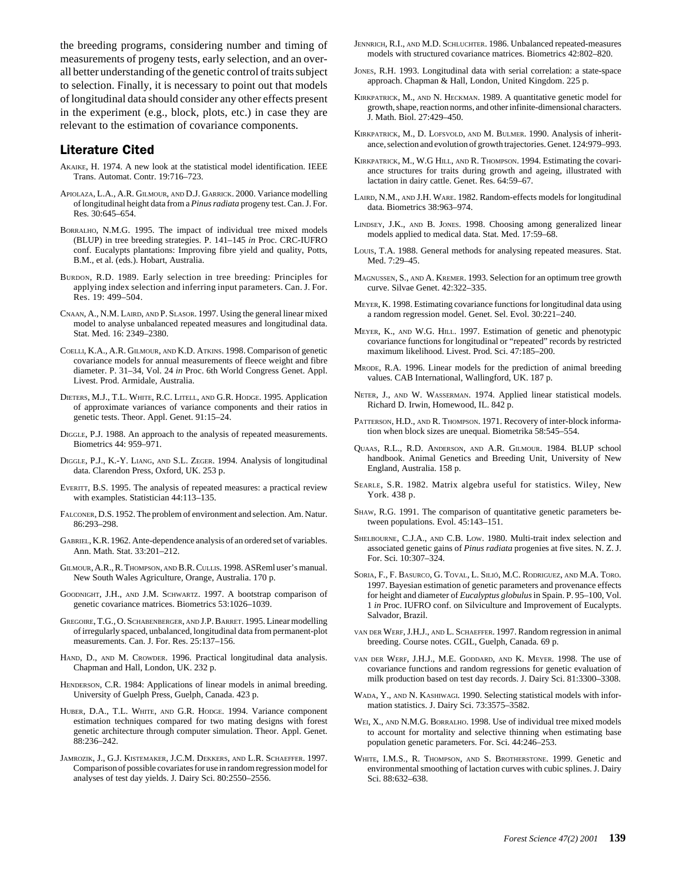the breeding programs, considering number and timing of measurements of progeny tests, early selection, and an overall better understanding of the genetic control of traits subject to selection. Finally, it is necessary to point out that models of longitudinal data should consider any other effects present in the experiment (e.g., block, plots, etc.) in case they are relevant to the estimation of covariance components.

## Literature Cited

AKAIKE, H. 1974. A new look at the statistical model identification. IEEE Trans. Automat. Contr. 19:716–723.

APIOLAZA, L.A., A.R. GILMOUR, AND D.J. GARRICK. 2000. Variance modelling of longitudinal height data from a *Pinus radiata* progeny test. Can. J. For. Res. 30:645–654.

BORRALHO, N.M.G. 1995. The impact of individual tree mixed models (BLUP) in tree breeding strategies. P. 141–145 *in* Proc. CRC-IUFRO conf. Eucalypts plantations: Improving fibre yield and quality, Potts, B.M., et al. (eds.). Hobart, Australia.

BURDON, R.D. 1989. Early selection in tree breeding: Principles for applying index selection and inferring input parameters. Can. J. For. Res. 19: 499–504.

CNAAN, A., N.M. LAIRD, AND P. SLASOR. 1997. Using the general linear mixed model to analyse unbalanced repeated measures and longitudinal data. Stat. Med. 16: 2349–2380.

COELLI, K.A., A.R. GILMOUR, AND K.D. ATKINS. 1998. Comparison of genetic covariance models for annual measurements of fleece weight and fibre diameter. P. 31–34, Vol. 24 *in* Proc. 6th World Congress Genet. Appl. Livest. Prod. Armidale, Australia.

DIETERS, M.J., T.L. WHITE, R.C. LITELL, AND G.R. HODGE. 1995. Application of approximate variances of variance components and their ratios in genetic tests. Theor. Appl. Genet. 91:15–24.

DIGGLE, P.J. 1988. An approach to the analysis of repeated measurements. Biometrics 44: 959–971.

DIGGLE, P.J., K.-Y. LIANG, AND S.L. ZEGER. 1994. Analysis of longitudinal data. Clarendon Press, Oxford, UK. 253 p.

EVERITT, B.S. 1995. The analysis of repeated measures: a practical review with examples. Statistician 44:113–135.

FALCONER, D.S. 1952. The problem of environment and selection. Am. Natur. 86:293–298.

GABRIEL, K.R. 1962. Ante-dependence analysis of an ordered set of variables. Ann. Math. Stat. 33:201–212.

GILMOUR, A.R., R. THOMPSON, AND B.R. CULLIS. 1998. ASReml user's manual. New South Wales Agriculture, Orange, Australia. 170 p.

GOODNIGHT, J.H., AND J.M. SCHWARTZ. 1997. A bootstrap comparison of genetic covariance matrices. Biometrics 53:1026–1039.

GREGOIRE, T.G., O. SCHABENBERGER, AND J.P. BARRET. 1995. Linear modelling of irregularly spaced, unbalanced, longitudinal data from permanent-plot measurements. Can. J. For. Res. 25:137–156.

HAND, D., AND M. CROWDER. 1996. Practical longitudinal data analysis. Chapman and Hall, London, UK. 232 p.

HENDERSON, C.R. 1984: Applications of linear models in animal breeding. University of Guelph Press, Guelph, Canada. 423 p.

HUBER, D.A., T.L. WHITE, AND G.R. HODGE. 1994. Variance component estimation techniques compared for two mating designs with forest genetic architecture through computer simulation. Theor. Appl. Genet. 88:236–242.

JAMROZIK, J., G.J. KISTEMAKER, J.C.M. DEKKERS, AND L.R. SCHAEFFER. 1997. Comparison of possible covariates for use in random regression model for analyses of test day yields. J. Dairy Sci. 80:2550–2556.

JENNRICH, R.I., AND M.D. SCHLUCHTER. 1986. Unbalanced repeated-measures models with structured covariance matrices. Biometrics 42:802–820.

JONES, R.H. 1993. Longitudinal data with serial correlation: a state-space approach. Chapman & Hall, London, United Kingdom. 225 p.

KIRKPATRICK, M., AND N. HECKMAN. 1989. A quantitative genetic model for growth, shape, reaction norms, and other infinite-dimensional characters. J. Math. Biol. 27:429–450.

KIRKPATRICK, M., D. LOFSVOLD, AND M. BULMER. 1990. Analysis of inheritance, selection and evolution of growth trajectories. Genet. 124:979–993.

KIRKPATRICK, M., W.G HILL, AND R. THOMPSON. 1994. Estimating the covariance structures for traits during growth and ageing, illustrated with lactation in dairy cattle. Genet. Res. 64:59–67.

LAIRD, N.M., AND J.H. WARE. 1982. Random-effects models for longitudinal data. Biometrics 38:963–974.

LINDSEY, J.K., AND B. JONES. 1998. Choosing among generalized linear models applied to medical data. Stat. Med. 17:59–68.

LOUIS, T.A. 1988. General methods for analysing repeated measures. Stat. Med. 7:29–45.

MAGNUSSEN, S., AND A. KREMER. 1993. Selection for an optimum tree growth curve. Silvae Genet. 42:322–335.

MEYER, K. 1998. Estimating covariance functions for longitudinal data using a random regression model. Genet. Sel. Evol. 30:221–240.

MEYER, K., AND W.G. HILL. 1997. Estimation of genetic and phenotypic covariance functions for longitudinal or "repeated" records by restricted maximum likelihood. Livest. Prod. Sci. 47:185–200.

MRODE, R.A. 1996. Linear models for the prediction of animal breeding values. CAB International, Wallingford, UK. 187 p.

NETER, J., AND W. WASSERMAN. 1974. Applied linear statistical models. Richard D. Irwin, Homewood, IL. 842 p.

PATTERSON, H.D., AND R. THOMPSON. 1971. Recovery of inter-block information when block sizes are unequal. Biometrika 58:545–554.

QUAAS, R.L., R.D. ANDERSON, AND A.R. GILMOUR. 1984. BLUP school handbook. Animal Genetics and Breeding Unit, University of New England, Australia. 158 p.

SEARLE, S.R. 1982. Matrix algebra useful for statistics. Wiley, New York. 438 p.

SHAW, R.G. 1991. The comparison of quantitative genetic parameters between populations. Evol. 45:143–151.

SHELBOURNE, C.J.A., AND C.B. LOW. 1980. Multi-trait index selection and associated genetic gains of *Pinus radiata* progenies at five sites. N. Z. J. For. Sci. 10:307–324.

SORIA, F., F. BASURCO, G. TOVAL, L. SILIÓ, M.C. RODRIGUEZ, AND M.A. TORO. 1997. Bayesian estimation of genetic parameters and provenance effects for height and diameter of *Eucalyptus globulus* in Spain. P. 95–100, Vol. 1 *in* Proc. IUFRO conf. on Silviculture and Improvement of Eucalypts. Salvador, Brazil.

VAN DER WERF, J.H.J., AND L. SCHAEFFER. 1997. Random regression in animal breeding. Course notes. CGIL, Guelph, Canada. 69 p.

VAN DER WERF, J.H.J., M.E. GODDARD, AND K. MEYER. 1998. The use of covariance functions and random regressions for genetic evaluation of milk production based on test day records. J. Dairy Sci. 81:3300–3308.

WADA, Y., AND N. KASHIWAGI. 1990. Selecting statistical models with information statistics. J. Dairy Sci. 73:3575–3582.

WEI, X., AND N.M.G. BORRALHO. 1998. Use of individual tree mixed models to account for mortality and selective thinning when estimating base population genetic parameters. For. Sci. 44:246–253.

WHITE, I.M.S., R. THOMPSON, AND S. BROTHERSTONE. 1999. Genetic and environmental smoothing of lactation curves with cubic splines. J. Dairy Sci. 88:632–638.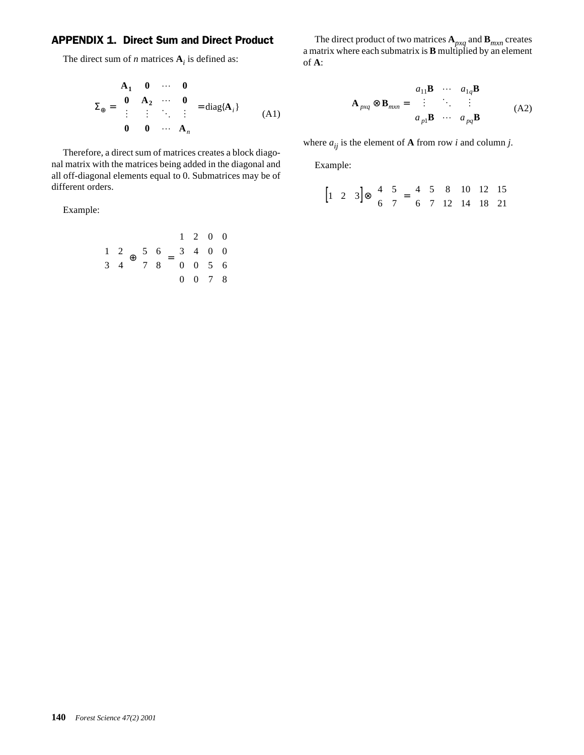## APPENDIX 1. Direct Sum and Direct Product

The direct sum of $n$ matrices $\mathbf{A}_i$ is defined as:

$$\Sigma_{\oplus} = \begin{matrix} \mathbf{A_1} & \mathbf{0} & \cdots & \mathbf{0} \\ \mathbf{0} & \mathbf{A_2} & \cdots & \mathbf{0} \\ \vdots & \vdots & \ddots & \vdots \\ \mathbf{0} & \mathbf{0} & \cdots & \mathbf{A}_n \end{matrix} = \text{diag}\{\mathbf{A}_i\} \quad \text{(A1)}$$

Therefore, a direct sum of matrices creates a block diagonal matrix with the matrices being added in the diagonal and all off-diagonal elements equal to 0. Submatrices may be of different orders.

Example:

$$\begin{matrix} 1 & 2 \\ 3 & 4 \end{matrix} \oplus \begin{matrix} 5 & 6 \\ 7 & 8 \end{matrix} = \begin{matrix} 1 & 2 & 0 & 0 \\ 3 & 4 & 0 & 0 \\ 0 & 0 & 5 & 6 \\ 0 & 0 & 7 & 8 \end{matrix}$$

The direct product of two matrices $\mathbf{A}_{pxq}$ and $\mathbf{B}_{mxn}$ creates a matrix where each submatrix is $\mathbf{B}$ multiplied by an element of $\mathbf{A}$:

$$\mathbf{A}_{pxq} \otimes \mathbf{B}_{mxn} = \begin{matrix} a_{11}\mathbf{B} & \cdots & a_{1q}\mathbf{B} \\ \vdots & \ddots & \vdots \\ a_{p1}\mathbf{B} & \cdots & a_{pq}\mathbf{B} \end{matrix} \quad \text{(A2)}$$

where $a_{ij}$ is the element of $\mathbf{A}$ from row $i$ and column $j$.

Example:

$$\begin{bmatrix} 1 & 2 & 3 \end{bmatrix} \otimes \begin{matrix} 4 & 5 \\ 6 & 7 \end{matrix} = \begin{matrix} 4 & 5 & 8 & 10 & 12 & 15 \\ 6 & 7 & 12 & 14 & 18 & 21 \end{matrix}$$